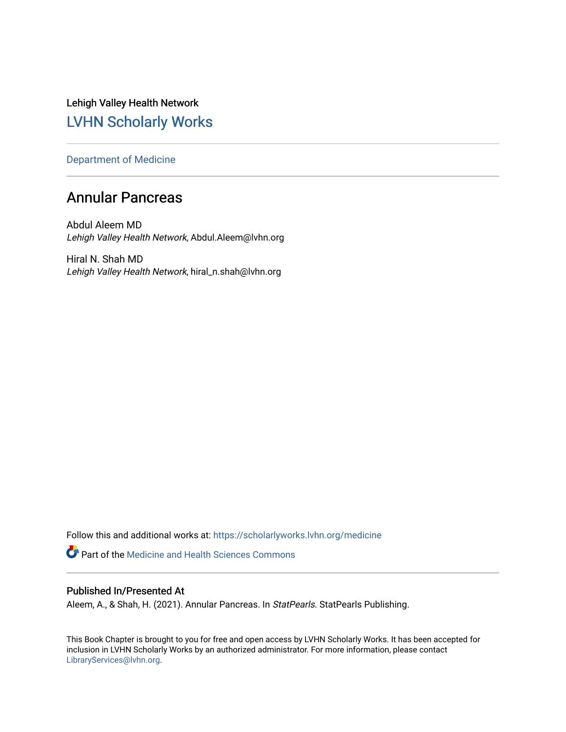Lehigh Valley Health Network

## LVHN Scholarly Works

Department of Medicine

# Annular Pancreas

Abdul Aleem MD
*Lehigh Valley Health Network*, Abdul.Aleem@lvhn.org

Hiral N. Shah MD
*Lehigh Valley Health Network*, hiral_n.shah@lvhn.org

Follow this and additional works at: https://scholarlyworks.lvhn.org/medicine

Part of the Medicine and Health Sciences Commons

### Published In/Presented At

Aleem, A., & Shah, H. (2021). Annular Pancreas. In *StatPearls*. StatPearls Publishing.

This Book Chapter is brought to you for free and open access by LVHN Scholarly Works. It has been accepted for inclusion in LVHN Scholarly Works by an authorized administrator. For more information, please contact LibraryServices@lvhn.org.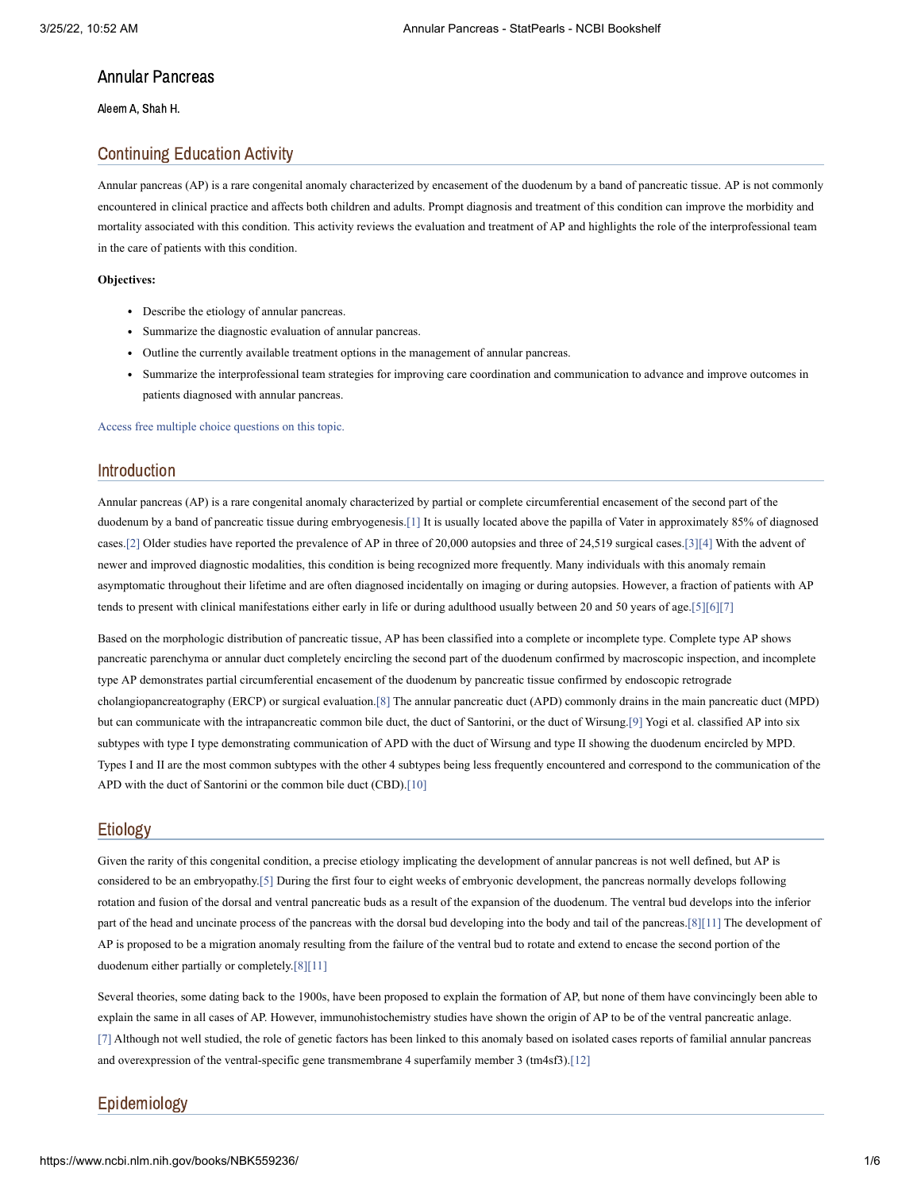# Annular Pancreas

Aleem A, Shah H.

## Continuing Education Activity

Annular pancreas (AP) is a rare congenital anomaly characterized by encasement of the duodenum by a band of pancreatic tissue. AP is not commonly encountered in clinical practice and affects both children and adults. Prompt diagnosis and treatment of this condition can improve the morbidity and mortality associated with this condition. This activity reviews the evaluation and treatment of AP and highlights the role of the interprofessional team in the care of patients with this condition.

**Objectives:**

- Describe the etiology of annular pancreas.
- Summarize the diagnostic evaluation of annular pancreas.
- Outline the currently available treatment options in the management of annular pancreas.
- Summarize the interprofessional team strategies for improving care coordination and communication to advance and improve outcomes in patients diagnosed with annular pancreas.

Access free multiple choice questions on this topic.

## Introduction

Annular pancreas (AP) is a rare congenital anomaly characterized by partial or complete circumferential encasement of the second part of the duodenum by a band of pancreatic tissue during embryogenesis.[1] It is usually located above the papilla of Vater in approximately 85% of diagnosed cases.[2] Older studies have reported the prevalence of AP in three of 20,000 autopsies and three of 24,519 surgical cases.[3][4] With the advent of newer and improved diagnostic modalities, this condition is being recognized more frequently. Many individuals with this anomaly remain asymptomatic throughout their lifetime and are often diagnosed incidentally on imaging or during autopsies. However, a fraction of patients with AP tends to present with clinical manifestations either early in life or during adulthood usually between 20 and 50 years of age.[5][6][7]

Based on the morphologic distribution of pancreatic tissue, AP has been classified into a complete or incomplete type. Complete type AP shows pancreatic parenchyma or annular duct completely encircling the second part of the duodenum confirmed by macroscopic inspection, and incomplete type AP demonstrates partial circumferential encasement of the duodenum by pancreatic tissue confirmed by endoscopic retrograde cholangiopancreatography (ERCP) or surgical evaluation.[8] The annular pancreatic duct (APD) commonly drains in the main pancreatic duct (MPD) but can communicate with the intrapancreatic common bile duct, the duct of Santorini, or the duct of Wirsung.[9] Yogi et al. classified AP into six subtypes with type I type demonstrating communication of APD with the duct of Wirsung and type II showing the duodenum encircled by MPD. Types I and II are the most common subtypes with the other 4 subtypes being less frequently encountered and correspond to the communication of the APD with the duct of Santorini or the common bile duct (CBD).[10]

## Etiology

Given the rarity of this congenital condition, a precise etiology implicating the development of annular pancreas is not well defined, but AP is considered to be an embryopathy.[5] During the first four to eight weeks of embryonic development, the pancreas normally develops following rotation and fusion of the dorsal and ventral pancreatic buds as a result of the expansion of the duodenum. The ventral bud develops into the inferior part of the head and uncinate process of the pancreas with the dorsal bud developing into the body and tail of the pancreas.[8][11] The development of AP is proposed to be a migration anomaly resulting from the failure of the ventral bud to rotate and extend to encase the second portion of the duodenum either partially or completely.[8][11]

Several theories, some dating back to the 1900s, have been proposed to explain the formation of AP, but none of them have convincingly been able to explain the same in all cases of AP. However, immunohistochemistry studies have shown the origin of AP to be of the ventral pancreatic anlage.[7] Although not well studied, the role of genetic factors has been linked to this anomaly based on isolated cases reports of familial annular pancreas and overexpression of the ventral-specific gene transmembrane 4 superfamily member 3 (tm4sf3).[12]

## Epidemiology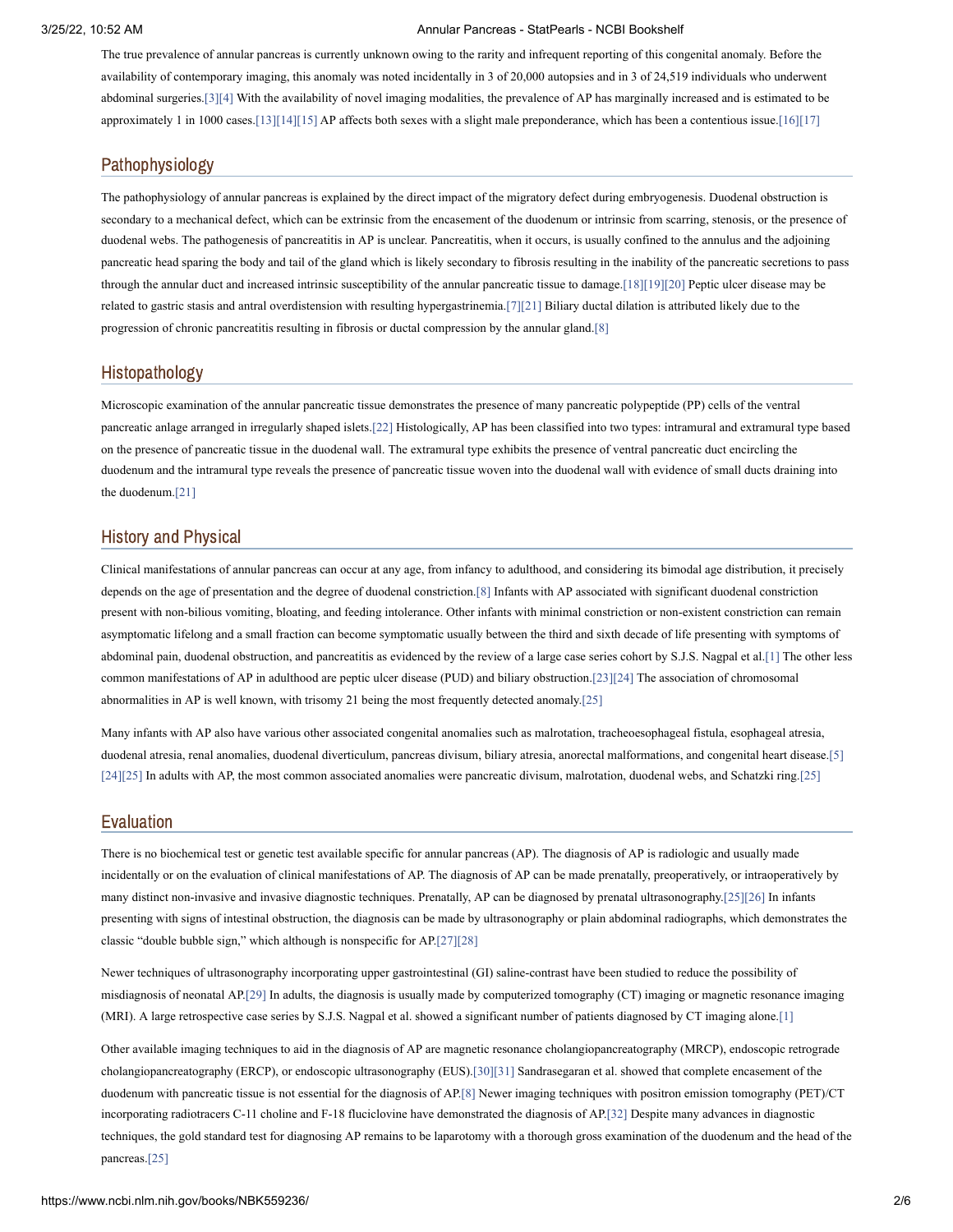The true prevalence of annular pancreas is currently unknown owing to the rarity and infrequent reporting of this congenital anomaly. Before the availability of contemporary imaging, this anomaly was noted incidentally in 3 of 20,000 autopsies and in 3 of 24,519 individuals who underwent abdominal surgeries.[3][4] With the availability of novel imaging modalities, the prevalence of AP has marginally increased and is estimated to be approximately 1 in 1000 cases.[13][14][15] AP affects both sexes with a slight male preponderance, which has been a contentious issue.[16][17]

## Pathophysiology

The pathophysiology of annular pancreas is explained by the direct impact of the migratory defect during embryogenesis. Duodenal obstruction is secondary to a mechanical defect, which can be extrinsic from the encasement of the duodenum or intrinsic from scarring, stenosis, or the presence of duodenal webs. The pathogenesis of pancreatitis in AP is unclear. Pancreatitis, when it occurs, is usually confined to the annulus and the adjoining pancreatic head sparing the body and tail of the gland which is likely secondary to fibrosis resulting in the inability of the pancreatic secretions to pass through the annular duct and increased intrinsic susceptibility of the annular pancreatic tissue to damage.[18][19][20] Peptic ulcer disease may be related to gastric stasis and antral overdistension with resulting hypergastrinemia.[7][21] Biliary ductal dilation is attributed likely due to the progression of chronic pancreatitis resulting in fibrosis or ductal compression by the annular gland.[8]

## Histopathology

Microscopic examination of the annular pancreatic tissue demonstrates the presence of many pancreatic polypeptide (PP) cells of the ventral pancreatic anlage arranged in irregularly shaped islets.[22] Histologically, AP has been classified into two types: intramural and extramural type based on the presence of pancreatic tissue in the duodenal wall. The extramural type exhibits the presence of ventral pancreatic duct encircling the duodenum and the intramural type reveals the presence of pancreatic tissue woven into the duodenal wall with evidence of small ducts draining into the duodenum.[21]

## History and Physical

Clinical manifestations of annular pancreas can occur at any age, from infancy to adulthood, and considering its bimodal age distribution, it precisely depends on the age of presentation and the degree of duodenal constriction.[8] Infants with AP associated with significant duodenal constriction present with non-bilious vomiting, bloating, and feeding intolerance. Other infants with minimal constriction or non-existent constriction can remain asymptomatic lifelong and a small fraction can become symptomatic usually between the third and sixth decade of life presenting with symptoms of abdominal pain, duodenal obstruction, and pancreatitis as evidenced by the review of a large case series cohort by S.J.S. Nagpal et al.[1] The other less common manifestations of AP in adulthood are peptic ulcer disease (PUD) and biliary obstruction.[23][24] The association of chromosomal abnormalities in AP is well known, with trisomy 21 being the most frequently detected anomaly.[25]

Many infants with AP also have various other associated congenital anomalies such as malrotation, tracheoesophageal fistula, esophageal atresia, duodenal atresia, renal anomalies, duodenal diverticulum, pancreas divisum, biliary atresia, anorectal malformations, and congenital heart disease.[5][24][25] In adults with AP, the most common associated anomalies were pancreatic divisum, malrotation, duodenal webs, and Schatzki ring.[25]

## Evaluation

There is no biochemical test or genetic test available specific for annular pancreas (AP). The diagnosis of AP is radiologic and usually made incidentally or on the evaluation of clinical manifestations of AP. The diagnosis of AP can be made prenatally, preoperatively, or intraoperatively by many distinct non-invasive and invasive diagnostic techniques. Prenatally, AP can be diagnosed by prenatal ultrasonography.[25][26] In infants presenting with signs of intestinal obstruction, the diagnosis can be made by ultrasonography or plain abdominal radiographs, which demonstrates the classic "double bubble sign," which although is nonspecific for AP.[27][28]

Newer techniques of ultrasonography incorporating upper gastrointestinal (GI) saline-contrast have been studied to reduce the possibility of misdiagnosis of neonatal AP.[29] In adults, the diagnosis is usually made by computerized tomography (CT) imaging or magnetic resonance imaging (MRI). A large retrospective case series by S.J.S. Nagpal et al. showed a significant number of patients diagnosed by CT imaging alone.[1]

Other available imaging techniques to aid in the diagnosis of AP are magnetic resonance cholangiopancreatography (MRCP), endoscopic retrograde cholangiopancreatography (ERCP), or endoscopic ultrasonography (EUS).[30][31] Sandrasegaran et al. showed that complete encasement of the duodenum with pancreatic tissue is not essential for the diagnosis of AP.[8] Newer imaging techniques with positron emission tomography (PET)/CT incorporating radiotracers C-11 choline and F-18 fluciclovine have demonstrated the diagnosis of AP.[32] Despite many advances in diagnostic techniques, the gold standard test for diagnosing AP remains to be laparotomy with a thorough gross examination of the duodenum and the head of the pancreas.[25]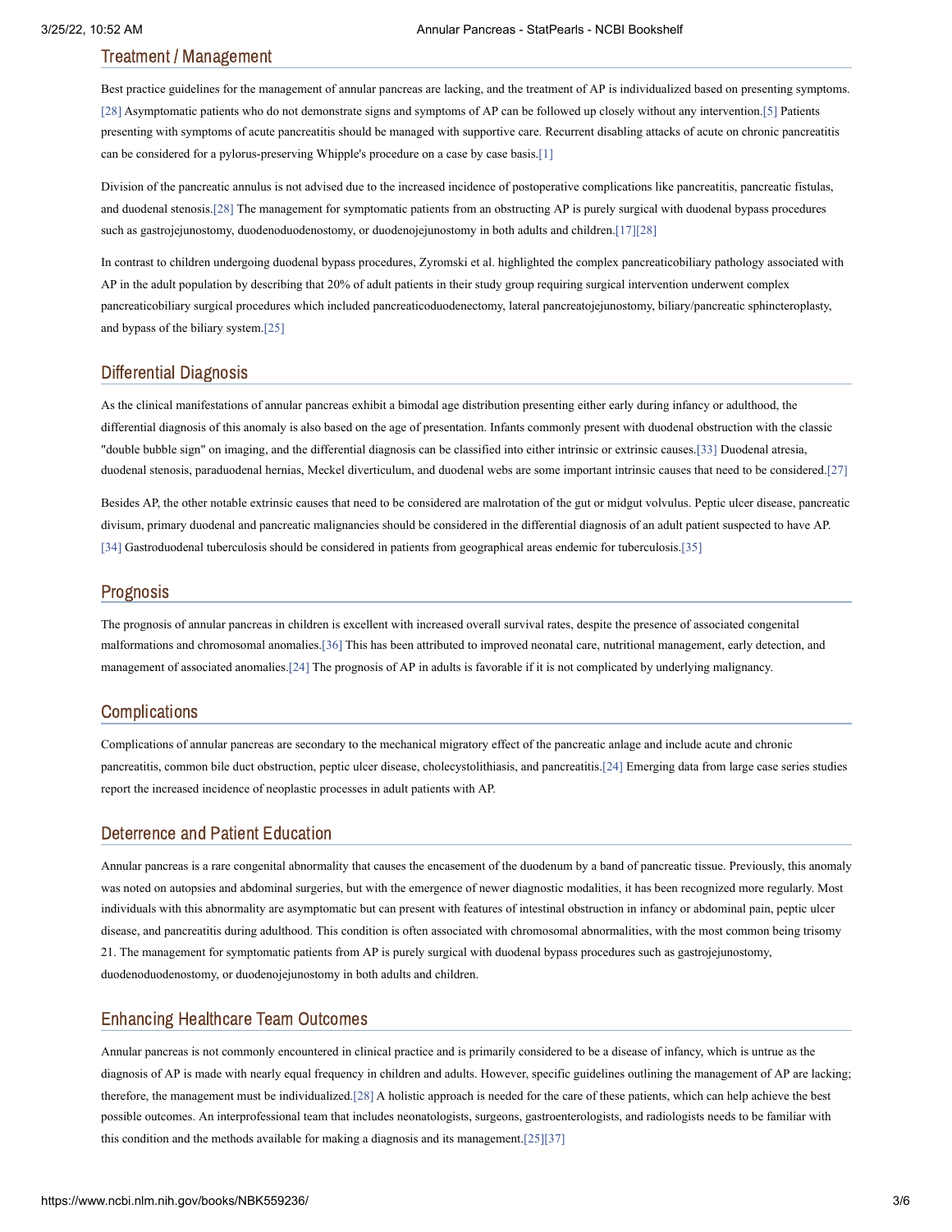## Treatment / Management

Best practice guidelines for the management of annular pancreas are lacking, and the treatment of AP is individualized based on presenting symptoms.[28] Asymptomatic patients who do not demonstrate signs and symptoms of AP can be followed up closely without any intervention.[5] Patients presenting with symptoms of acute pancreatitis should be managed with supportive care. Recurrent disabling attacks of acute on chronic pancreatitis can be considered for a pylorus-preserving Whipple's procedure on a case by case basis.[1]

Division of the pancreatic annulus is not advised due to the increased incidence of postoperative complications like pancreatitis, pancreatic fistulas, and duodenal stenosis.[28] The management for symptomatic patients from an obstructing AP is purely surgical with duodenal bypass procedures such as gastrojejunostomy, duodenoduodenostomy, or duodenojejunostomy in both adults and children.[17][28]

In contrast to children undergoing duodenal bypass procedures, Zyromski et al. highlighted the complex pancreaticobiliary pathology associated with AP in the adult population by describing that 20% of adult patients in their study group requiring surgical intervention underwent complex pancreaticobiliary surgical procedures which included pancreaticoduodenectomy, lateral pancreatojejunostomy, biliary/pancreatic sphincteroplasty, and bypass of the biliary system.[25]

## Differential Diagnosis

As the clinical manifestations of annular pancreas exhibit a bimodal age distribution presenting either early during infancy or adulthood, the differential diagnosis of this anomaly is also based on the age of presentation. Infants commonly present with duodenal obstruction with the classic "double bubble sign" on imaging, and the differential diagnosis can be classified into either intrinsic or extrinsic causes.[33] Duodenal atresia, duodenal stenosis, paraduodenal hernias, Meckel diverticulum, and duodenal webs are some important intrinsic causes that need to be considered.[27]

Besides AP, the other notable extrinsic causes that need to be considered are malrotation of the gut or midgut volvulus. Peptic ulcer disease, pancreatic divisum, primary duodenal and pancreatic malignancies should be considered in the differential diagnosis of an adult patient suspected to have AP.[34] Gastroduodenal tuberculosis should be considered in patients from geographical areas endemic for tuberculosis.[35]

## Prognosis

The prognosis of annular pancreas in children is excellent with increased overall survival rates, despite the presence of associated congenital malformations and chromosomal anomalies.[36] This has been attributed to improved neonatal care, nutritional management, early detection, and management of associated anomalies.[24] The prognosis of AP in adults is favorable if it is not complicated by underlying malignancy.

## Complications

Complications of annular pancreas are secondary to the mechanical migratory effect of the pancreatic anlage and include acute and chronic pancreatitis, common bile duct obstruction, peptic ulcer disease, cholecystolithiasis, and pancreatitis.[24] Emerging data from large case series studies report the increased incidence of neoplastic processes in adult patients with AP.

## Deterrence and Patient Education

Annular pancreas is a rare congenital abnormality that causes the encasement of the duodenum by a band of pancreatic tissue. Previously, this anomaly was noted on autopsies and abdominal surgeries, but with the emergence of newer diagnostic modalities, it has been recognized more regularly. Most individuals with this abnormality are asymptomatic but can present with features of intestinal obstruction in infancy or abdominal pain, peptic ulcer disease, and pancreatitis during adulthood. This condition is often associated with chromosomal abnormalities, with the most common being trisomy 21. The management for symptomatic patients from AP is purely surgical with duodenal bypass procedures such as gastrojejunostomy, duodenoduodenostomy, or duodenojejunostomy in both adults and children.

## Enhancing Healthcare Team Outcomes

Annular pancreas is not commonly encountered in clinical practice and is primarily considered to be a disease of infancy, which is untrue as the diagnosis of AP is made with nearly equal frequency in children and adults. However, specific guidelines outlining the management of AP are lacking; therefore, the management must be individualized.[28] A holistic approach is needed for the care of these patients, which can help achieve the best possible outcomes. An interprofessional team that includes neonatologists, surgeons, gastroenterologists, and radiologists needs to be familiar with this condition and the methods available for making a diagnosis and its management.[25][37]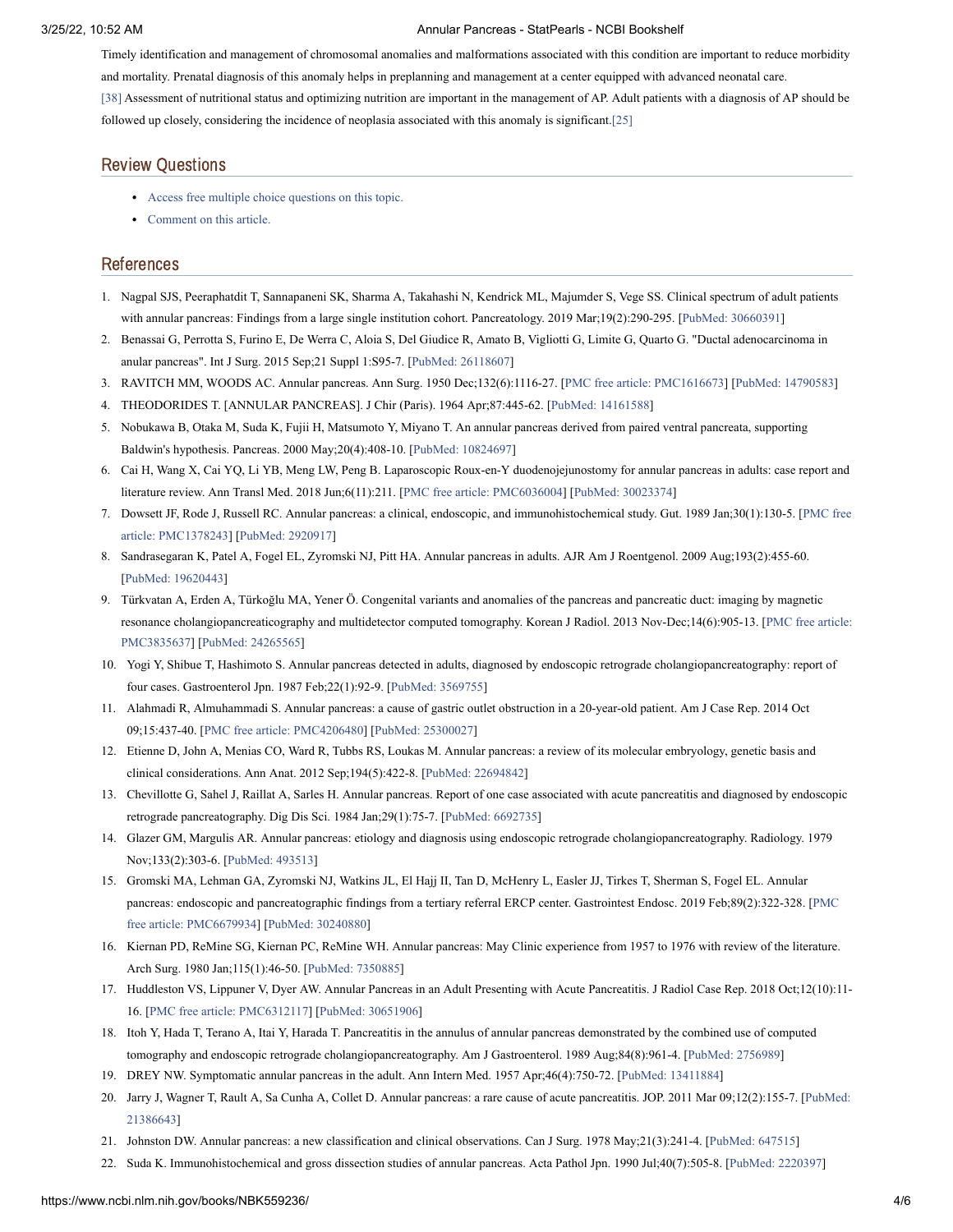Timely identification and management of chromosomal anomalies and malformations associated with this condition are important to reduce morbidity and mortality. Prenatal diagnosis of this anomaly helps in preplanning and management at a center equipped with advanced neonatal care. [38] Assessment of nutritional status and optimizing nutrition are important in the management of AP. Adult patients with a diagnosis of AP should be followed up closely, considering the incidence of neoplasia associated with this anomaly is significant.[25]

## Review Questions

- Access free multiple choice questions on this topic.
- Comment on this article.

## References

1. Nagpal SJS, Peeraphatdit T, Sannapaneni SK, Sharma A, Takahashi N, Kendrick ML, Majumder S, Vege SS. Clinical spectrum of adult patients with annular pancreas: Findings from a large single institution cohort. Pancreatology. 2019 Mar;19(2):290-295. [PubMed: 30660391]
2. Benassai G, Perrotta S, Furino E, De Werra C, Aloia S, Del Giudice R, Amato B, Vigliotti G, Limite G, Quarto G. "Ductal adenocarcinoma in anular pancreas". Int J Surg. 2015 Sep;21 Suppl 1:S95-7. [PubMed: 26118607]
3. RAVITCH MM, WOODS AC. Annular pancreas. Ann Surg. 1950 Dec;132(6):1116-27. [PMC free article: PMC1616673] [PubMed: 14790583]
4. THEODORIDES T. [ANNULAR PANCREAS]. J Chir (Paris). 1964 Apr;87:445-62. [PubMed: 14161588]
5. Nobukawa B, Otaka M, Suda K, Fujii H, Matsumoto Y, Miyano T. An annular pancreas derived from paired ventral pancreata, supporting Baldwin's hypothesis. Pancreas. 2000 May;20(4):408-10. [PubMed: 10824697]
6. Cai H, Wang X, Cai YQ, Li YB, Meng LW, Peng B. Laparoscopic Roux-en-Y duodenojejunostomy for annular pancreas in adults: case report and literature review. Ann Transl Med. 2018 Jun;6(11):211. [PMC free article: PMC6036004] [PubMed: 30023374]
7. Dowsett JF, Rode J, Russell RC. Annular pancreas: a clinical, endoscopic, and immunohistochemical study. Gut. 1989 Jan;30(1):130-5. [PMC free article: PMC1378243] [PubMed: 2920917]
8. Sandrasegaran K, Patel A, Fogel EL, Zyromski NJ, Pitt HA. Annular pancreas in adults. AJR Am J Roentgenol. 2009 Aug;193(2):455-60. [PubMed: 19620443]
9. Türkvatan A, Erden A, Türkoğlu MA, Yener Ö. Congenital variants and anomalies of the pancreas and pancreatic duct: imaging by magnetic resonance cholangiopancreaticography and multidetector computed tomography. Korean J Radiol. 2013 Nov-Dec;14(6):905-13. [PMC free article: PMC3835637] [PubMed: 24265565]
10. Yogi Y, Shibue T, Hashimoto S. Annular pancreas detected in adults, diagnosed by endoscopic retrograde cholangiopancreatography: report of four cases. Gastroenterol Jpn. 1987 Feb;22(1):92-9. [PubMed: 3569755]
11. Alahmadi R, Almuhammadi S. Annular pancreas: a cause of gastric outlet obstruction in a 20-year-old patient. Am J Case Rep. 2014 Oct 09;15:437-40. [PMC free article: PMC4206480] [PubMed: 25300027]
12. Etienne D, John A, Menias CO, Ward R, Tubbs RS, Loukas M. Annular pancreas: a review of its molecular embryology, genetic basis and clinical considerations. Ann Anat. 2012 Sep;194(5):422-8. [PubMed: 22694842]
13. Chevillotte G, Sahel J, Raillat A, Sarles H. Annular pancreas. Report of one case associated with acute pancreatitis and diagnosed by endoscopic retrograde pancreatography. Dig Dis Sci. 1984 Jan;29(1):75-7. [PubMed: 6692735]
14. Glazer GM, Margulis AR. Annular pancreas: etiology and diagnosis using endoscopic retrograde cholangiopancreatography. Radiology. 1979 Nov;133(2):303-6. [PubMed: 493513]
15. Gromski MA, Lehman GA, Zyromski NJ, Watkins JL, El Hajj II, Tan D, McHenry L, Easler JJ, Tirkes T, Sherman S, Fogel EL. Annular pancreas: endoscopic and pancreatographic findings from a tertiary referral ERCP center. Gastrointest Endosc. 2019 Feb;89(2):322-328. [PMC free article: PMC6679934] [PubMed: 30240880]
16. Kiernan PD, ReMine SG, Kiernan PC, ReMine WH. Annular pancreas: May Clinic experience from 1957 to 1976 with review of the literature. Arch Surg. 1980 Jan;115(1):46-50. [PubMed: 7350885]
17. Huddleston VS, Lippuner V, Dyer AW. Annular Pancreas in an Adult Presenting with Acute Pancreatitis. J Radiol Case Rep. 2018 Oct;12(10):11-16. [PMC free article: PMC6312117] [PubMed: 30651906]
18. Itoh Y, Hada T, Terano A, Itai Y, Harada T. Pancreatitis in the annulus of annular pancreas demonstrated by the combined use of computed tomography and endoscopic retrograde cholangiopancreatography. Am J Gastroenterol. 1989 Aug;84(8):961-4. [PubMed: 2756989]
19. DREY NW. Symptomatic annular pancreas in the adult. Ann Intern Med. 1957 Apr;46(4):750-72. [PubMed: 13411884]
20. Jarry J, Wagner T, Rault A, Sa Cunha A, Collet D. Annular pancreas: a rare cause of acute pancreatitis. JOP. 2011 Mar 09;12(2):155-7. [PubMed: 21386643]
21. Johnston DW. Annular pancreas: a new classification and clinical observations. Can J Surg. 1978 May;21(3):241-4. [PubMed: 647515]
22. Suda K. Immunohistochemical and gross dissection studies of annular pancreas. Acta Pathol Jpn. 1990 Jul;40(7):505-8. [PubMed: 2220397]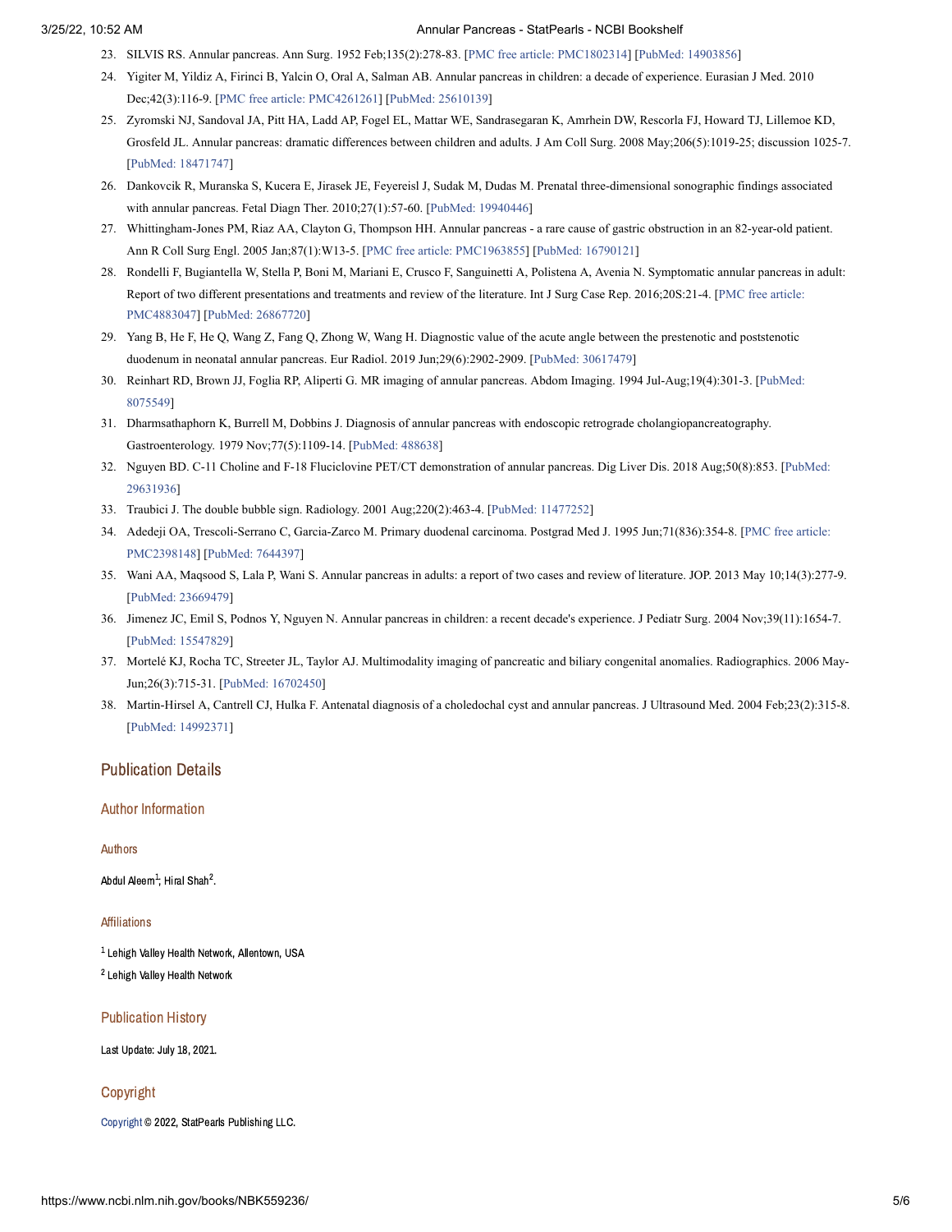23. SILVIS RS. Annular pancreas. Ann Surg. 1952 Feb;135(2):278-83. [PMC free article: PMC1802314] [PubMed: 14903856]
24. Yigiter M, Yildiz A, Firinci B, Yalcin O, Oral A, Salman AB. Annular pancreas in children: a decade of experience. Eurasian J Med. 2010 Dec;42(3):116-9. [PMC free article: PMC4261261] [PubMed: 25610139]
25. Zyromski NJ, Sandoval JA, Pitt HA, Ladd AP, Fogel EL, Mattar WE, Sandrasegaran K, Amrhein DW, Rescorla FJ, Howard TJ, Lillemoe KD, Grosfeld JL. Annular pancreas: dramatic differences between children and adults. J Am Coll Surg. 2008 May;206(5):1019-25; discussion 1025-7. [PubMed: 18471747]
26. Dankovcik R, Muranska S, Kucera E, Jirasek JE, Feyereisl J, Sudak M, Dudas M. Prenatal three-dimensional sonographic findings associated with annular pancreas. Fetal Diagn Ther. 2010;27(1):57-60. [PubMed: 19940446]
27. Whittingham-Jones PM, Riaz AA, Clayton G, Thompson HH. Annular pancreas - a rare cause of gastric obstruction in an 82-year-old patient. Ann R Coll Surg Engl. 2005 Jan;87(1):W13-5. [PMC free article: PMC1963855] [PubMed: 16790121]
28. Rondelli F, Bugiantella W, Stella P, Boni M, Mariani E, Crusco F, Sanguinetti A, Polistena A, Avenia N. Symptomatic annular pancreas in adult: Report of two different presentations and treatments and review of the literature. Int J Surg Case Rep. 2016;20S:21-4. [PMC free article: PMC4883047] [PubMed: 26867720]
29. Yang B, He F, He Q, Wang Z, Fang Q, Zhong W, Wang H. Diagnostic value of the acute angle between the prestenotic and poststenotic duodenum in neonatal annular pancreas. Eur Radiol. 2019 Jun;29(6):2902-2909. [PubMed: 30617479]
30. Reinhart RD, Brown JJ, Foglia RP, Aliperti G. MR imaging of annular pancreas. Abdom Imaging. 1994 Jul-Aug;19(4):301-3. [PubMed: 8075549]
31. Dharmsathaphorn K, Burrell M, Dobbins J. Diagnosis of annular pancreas with endoscopic retrograde cholangiopancreatography. Gastroenterology. 1979 Nov;77(5):1109-14. [PubMed: 488638]
32. Nguyen BD. C-11 Choline and F-18 Fluciclovine PET/CT demonstration of annular pancreas. Dig Liver Dis. 2018 Aug;50(8):853. [PubMed: 29631936]
33. Traubici J. The double bubble sign. Radiology. 2001 Aug;220(2):463-4. [PubMed: 11477252]
34. Adedeji OA, Trescoli-Serrano C, Garcia-Zarco M. Primary duodenal carcinoma. Postgrad Med J. 1995 Jun;71(836):354-8. [PMC free article: PMC2398148] [PubMed: 7644397]
35. Wani AA, Maqsood S, Lala P, Wani S. Annular pancreas in adults: a report of two cases and review of literature. JOP. 2013 May 10;14(3):277-9. [PubMed: 23669479]
36. Jimenez JC, Emil S, Podnos Y, Nguyen N. Annular pancreas in children: a recent decade's experience. J Pediatr Surg. 2004 Nov;39(11):1654-7. [PubMed: 15547829]
37. Mortelé KJ, Rocha TC, Streeter JL, Taylor AJ. Multimodality imaging of pancreatic and biliary congenital anomalies. Radiographics. 2006 May-Jun;26(3):715-31. [PubMed: 16702450]
38. Martin-Hirsel A, Cantrell CJ, Hulka F. Antenatal diagnosis of a choledochal cyst and annular pancreas. J Ultrasound Med. 2004 Feb;23(2):315-8. [PubMed: 14992371]

## Publication Details

### Author Information

#### Authors

Abdul Aleem[1]; Hiral Shah[2].

#### Affiliations

[1] Lehigh Valley Health Network, Allentown, USA

[2] Lehigh Valley Health Network

### Publication History

Last Update: July 18, 2021.

### Copyright

Copyright © 2022, StatPearls Publishing LLC.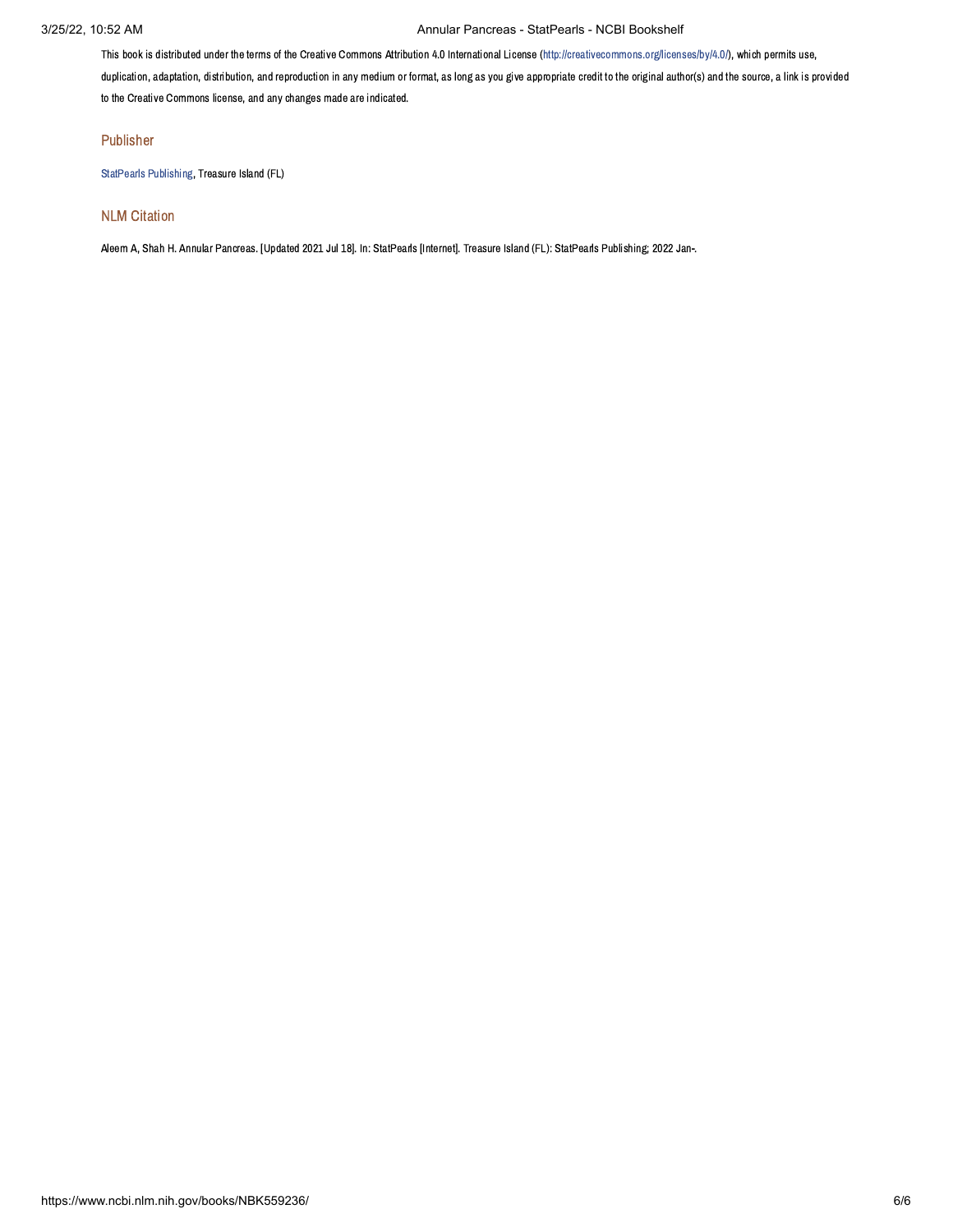This book is distributed under the terms of the Creative Commons Attribution 4.0 International License (http://creativecommons.org/licenses/by/4.0/), which permits use, duplication, adaptation, distribution, and reproduction in any medium or format, as long as you give appropriate credit to the original author(s) and the source, a link is provided to the Creative Commons license, and any changes made are indicated.

## Publisher

StatPearls Publishing, Treasure Island (FL)

## NLM Citation

Aleem A, Shah H. Annular Pancreas. [Updated 2021 Jul 18]. In: StatPearls [Internet]. Treasure Island (FL): StatPearls Publishing; 2022 Jan-.